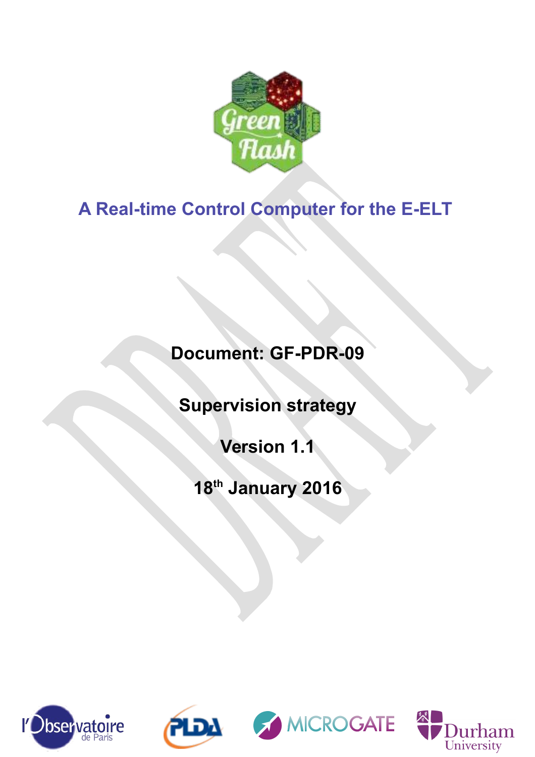# A Real-time Control Computer for the E-ELT

**Document: GF-PDR-09**

**Supervision strategy**

**Version 1.1**

**18th January 2016**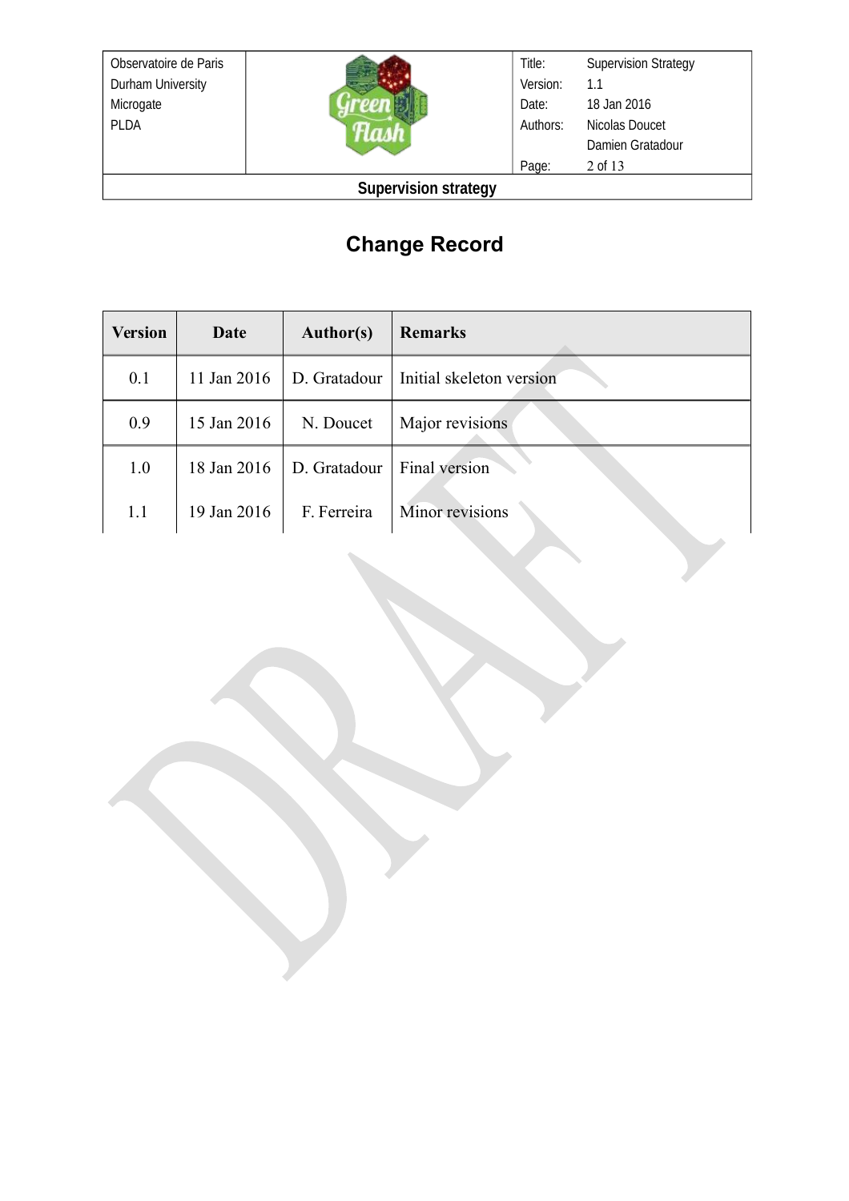# Change Record

| Version | Date | Author(s) | Remarks |
|---|---|---|---|
| 0.1 | 11 Jan 2016 | D. Gratadour | Initial skeleton version |
| 0.9 | 15 Jan 2016 | N. Doucet | Major revisions |
| 1.0 | 18 Jan 2016 | D. Gratadour | Final version |
| 1.1 | 19 Jan 2016 | F. Ferreira | Minor revisions |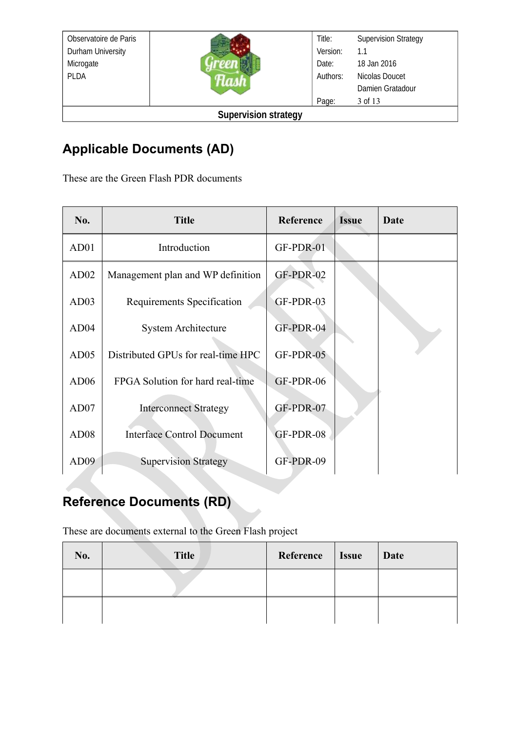## Applicable Documents (AD)

These are the Green Flash PDR documents

| No. | Title | Reference | Issue | Date |
|---|---|---|---|---|
| AD01 | Introduction | GF-PDR-01 | | |
| AD02 | Management plan and WP definition | GF-PDR-02 | | |
| AD03 | Requirements Specification | GF-PDR-03 | | |
| AD04 | System Architecture | GF-PDR-04 | | |
| AD05 | Distributed GPUs for real-time HPC | GF-PDR-05 | | |
| AD06 | FPGA Solution for hard real-time | GF-PDR-06 | | |
| AD07 | Interconnect Strategy | GF-PDR-07 | | |
| AD08 | Interface Control Document | GF-PDR-08 | | |
| AD09 | Supervision Strategy | GF-PDR-09 | | |

## Reference Documents (RD)

These are documents external to the Green Flash project

| No. | Title | Reference | Issue | Date |
|---|---|---|---|---|
| | | | | |
| | | | | |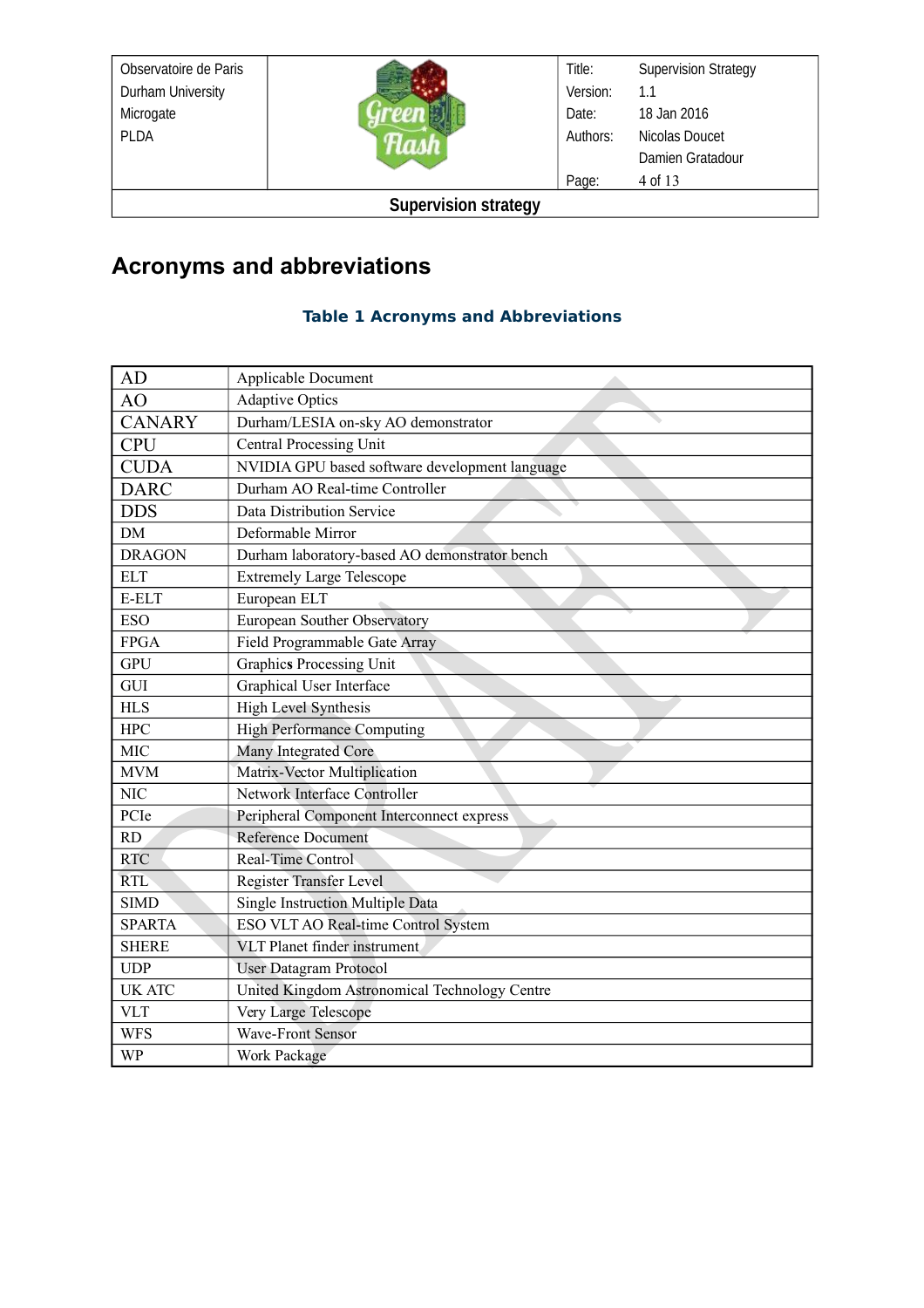## Acronyms and abbreviations

**Table 1 Acronyms and Abbreviations**

| | |
|---|---|
| AD | Applicable Document |
| AO | Adaptive Optics |
| CANARY | Durham/LESIA on-sky AO demonstrator |
| CPU | Central Processing Unit |
| CUDA | NVIDIA GPU based software development language |
| DARC | Durham AO Real-time Controller |
| DDS | Data Distribution Service |
| DM | Deformable Mirror |
| DRAGON | Durham laboratory-based AO demonstrator bench |
| ELT | Extremely Large Telescope |
| E-ELT | European ELT |
| ESO | European Souther Observatory |
| FPGA | Field Programmable Gate Array |
| GPU | Graphics Processing Unit |
| GUI | Graphical User Interface |
| HLS | High Level Synthesis |
| HPC | High Performance Computing |
| MIC | Many Integrated Core |
| MVM | Matrix-Vector Multiplication |
| NIC | Network Interface Controller |
| PCIe | Peripheral Component Interconnect express |
| RD | Reference Document |
| RTC | Real-Time Control |
| RTL | Register Transfer Level |
| SIMD | Single Instruction Multiple Data |
| SPARTA | ESO VLT AO Real-time Control System |
| SHERE | VLT Planet finder instrument |
| UDP | User Datagram Protocol |
| UK ATC | United Kingdom Astronomical Technology Centre |
| VLT | Very Large Telescope |
| WFS | Wave-Front Sensor |
| WP | Work Package |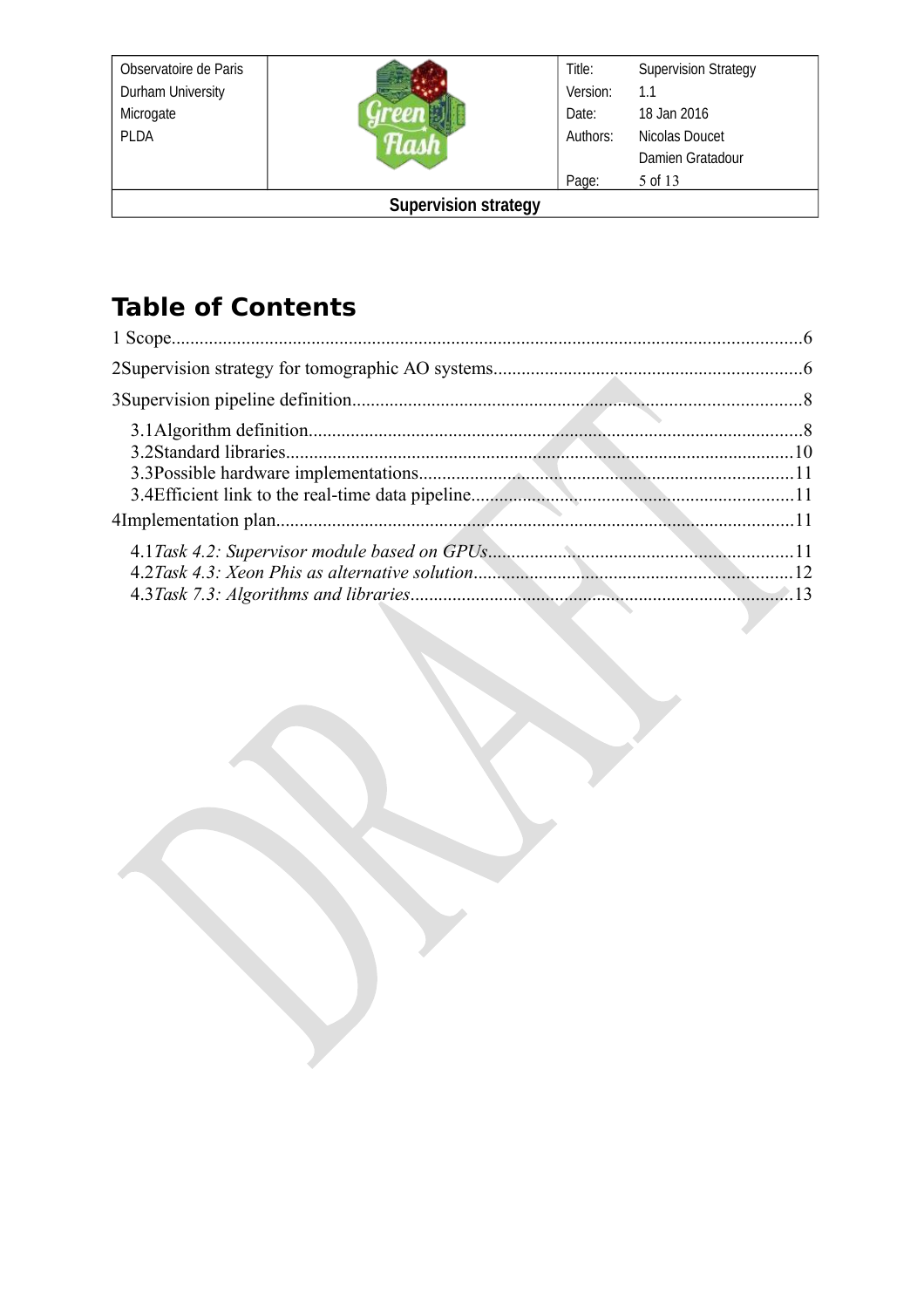# Table of Contents

1 Scope......................................................................................................................................6

2Supervision strategy for tomographic AO systems.................................................................6

3Supervision pipeline definition...............................................................................................8

3.1Algorithm definition........................................................................................................8

3.2Standard libraries...........................................................................................................10

3.3Possible hardware implementations...............................................................................11

3.4Efficient link to the real-time data pipeline....................................................................11

4Implementation plan..............................................................................................................11

4.1*Task 4.2: Supervisor module based on GPUs*................................................................11

4.2*Task 4.3: Xeon Phis as alternative solution*...................................................................12

4.3*Task 7.3: Algorithms and libraries*................................................................................13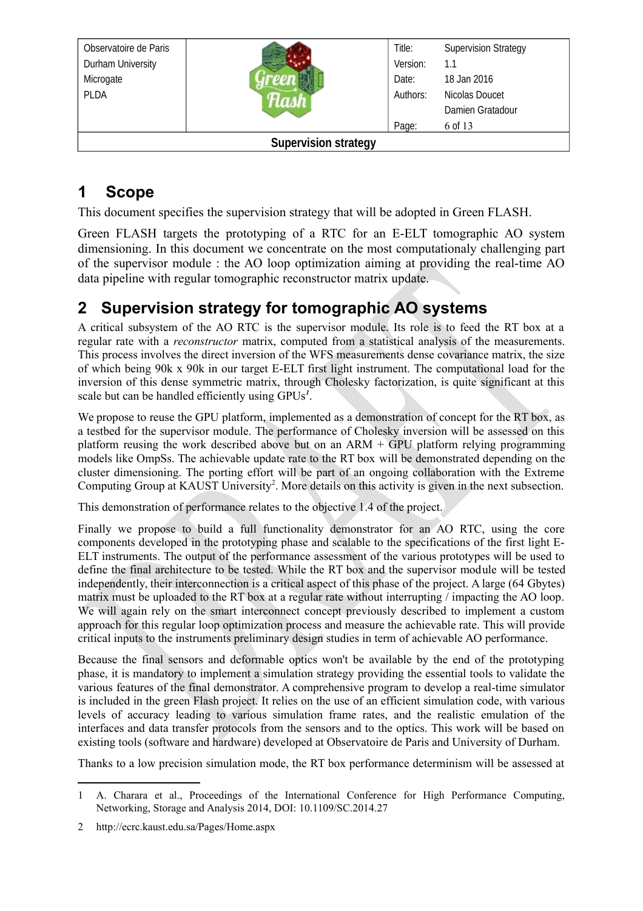# 1 Scope

This document specifies the supervision strategy that will be adopted in Green FLASH.

Green FLASH targets the prototyping of a RTC for an E-ELT tomographic AO system dimensioning. In this document we concentrate on the most computationaly challenging part of the supervisor module : the AO loop optimization aiming at providing the real-time AO data pipeline with regular tomographic reconstructor matrix update.

# 2 Supervision strategy for tomographic AO systems

A critical subsystem of the AO RTC is the supervisor module. Its role is to feed the RT box at a regular rate with a *reconstructor* matrix, computed from a statistical analysis of the measurements. This process involves the direct inversion of the WFS measurements dense covariance matrix, the size of which being 90k x 90k in our target E-ELT first light instrument. The computational load for the inversion of this dense symmetric matrix, through Cholesky factorization, is quite significant at this scale but can be handled efficiently using GPUs[1].

We propose to reuse the GPU platform, implemented as a demonstration of concept for the RT box, as a testbed for the supervisor module. The performance of Cholesky inversion will be assessed on this platform reusing the work described above but on an ARM + GPU platform relying programming models like OmpSs. The achievable update rate to the RT box will be demonstrated depending on the cluster dimensioning. The porting effort will be part of an ongoing collaboration with the Extreme Computing Group at KAUST University[2]. More details on this activity is given in the next subsection.

This demonstration of performance relates to the objective 1.4 of the project.

Finally we propose to build a full functionality demonstrator for an AO RTC, using the core components developed in the prototyping phase and scalable to the specifications of the first light E-ELT instruments. The output of the performance assessment of the various prototypes will be used to define the final architecture to be tested. While the RT box and the supervisor module will be tested independently, their interconnection is a critical aspect of this phase of the project. A large (64 Gbytes) matrix must be uploaded to the RT box at a regular rate without interrupting / impacting the AO loop. We will again rely on the smart interconnect concept previously described to implement a custom approach for this regular loop optimization process and measure the achievable rate. This will provide critical inputs to the instruments preliminary design studies in term of achievable AO performance.

Because the final sensors and deformable optics won't be available by the end of the prototyping phase, it is mandatory to implement a simulation strategy providing the essential tools to validate the various features of the final demonstrator. A comprehensive program to develop a real-time simulator is included in the green Flash project. It relies on the use of an efficient simulation code, with various levels of accuracy leading to various simulation frame rates, and the realistic emulation of the interfaces and data transfer protocols from the sensors and to the optics. This work will be based on existing tools (software and hardware) developed at Observatoire de Paris and University of Durham.

Thanks to a low precision simulation mode, the RT box performance determinism will be assessed at

---

1 A. Charara et al., Proceedings of the International Conference for High Performance Computing, Networking, Storage and Analysis 2014, DOI: 10.1109/SC.2014.27

2 http://ecrc.kaust.edu.sa/Pages/Home.aspx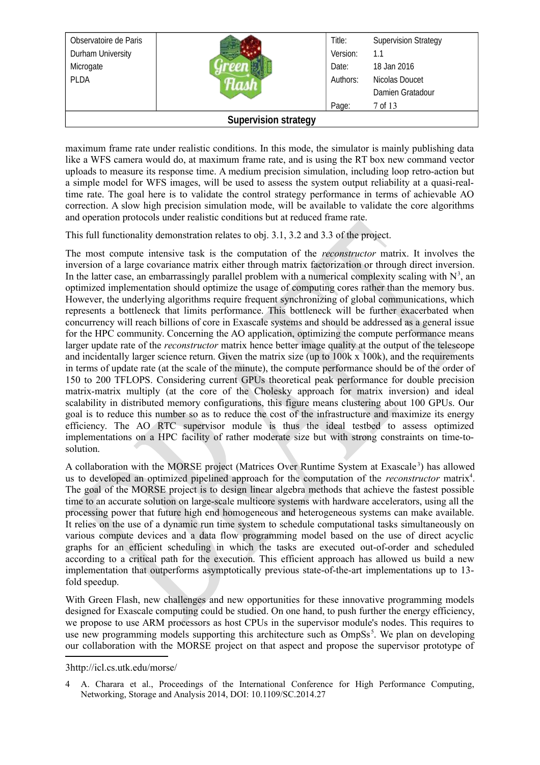maximum frame rate under realistic conditions. In this mode, the simulator is mainly publishing data like a WFS camera would do, at maximum frame rate, and is using the RT box new command vector uploads to measure its response time. A medium precision simulation, including loop retro-action but a simple model for WFS images, will be used to assess the system output reliability at a quasi-real-time rate. The goal here is to validate the control strategy performance in terms of achievable AO correction. A slow high precision simulation mode, will be available to validate the core algorithms and operation protocols under realistic conditions but at reduced frame rate.

This full functionality demonstration relates to obj. 3.1, 3.2 and 3.3 of the project.

The most compute intensive task is the computation of the *reconstructor* matrix. It involves the inversion of a large covariance matrix either through matrix factorization or through direct inversion. In the latter case, an embarrassingly parallel problem with a numerical complexity scaling with $N^3$, an optimized implementation should optimize the usage of computing cores rather than the memory bus. However, the underlying algorithms require frequent synchronizing of global communications, which represents a bottleneck that limits performance. This bottleneck will be further exacerbated when concurrency will reach billions of core in Exascale systems and should be addressed as a general issue for the HPC community. Concerning the AO application, optimizing the compute performance means larger update rate of the *reconstructor* matrix hence better image quality at the output of the telescope and incidentally larger science return. Given the matrix size (up to 100k x 100k), and the requirements in terms of update rate (at the scale of the minute), the compute performance should be of the order of 150 to 200 TFLOPS. Considering current GPUs theoretical peak performance for double precision matrix-matrix multiply (at the core of the Cholesky approach for matrix inversion) and ideal scalability in distributed memory configurations, this figure means clustering about 100 GPUs. Our goal is to reduce this number so as to reduce the cost of the infrastructure and maximize its energy efficiency. The AO RTC supervisor module is thus the ideal testbed to assess optimized implementations on a HPC facility of rather moderate size but with strong constraints on time-to-solution.

A collaboration with the MORSE project (Matrices Over Runtime System at Exascale[3]) has allowed us to developed an optimized pipelined approach for the computation of the *reconstructor* matrix[4]. The goal of the MORSE project is to design linear algebra methods that achieve the fastest possible time to an accurate solution on large-scale multicore systems with hardware accelerators, using all the processing power that future high end homogeneous and heterogeneous systems can make available. It relies on the use of a dynamic run time system to schedule computational tasks simultaneously on various compute devices and a data flow programming model based on the use of direct acyclic graphs for an efficient scheduling in which the tasks are executed out-of-order and scheduled according to a critical path for the execution. This efficient approach has allowed us build a new implementation that outperforms asymptotically previous state-of-the-art implementations up to 13-fold speedup.

With Green Flash, new challenges and new opportunities for these innovative programming models designed for Exascale computing could be studied. On one hand, to push further the energy efficiency, we propose to use ARM processors as host CPUs in the supervisor module's nodes. This requires to use new programming models supporting this architecture such as OmpSs[5]. We plan on developing our collaboration with the MORSE project on that aspect and propose the supervisor prototype of

---

3 http://icl.cs.utk.edu/morse/

4 A. Charara et al., Proceedings of the International Conference for High Performance Computing, Networking, Storage and Analysis 2014, DOI: 10.1109/SC.2014.27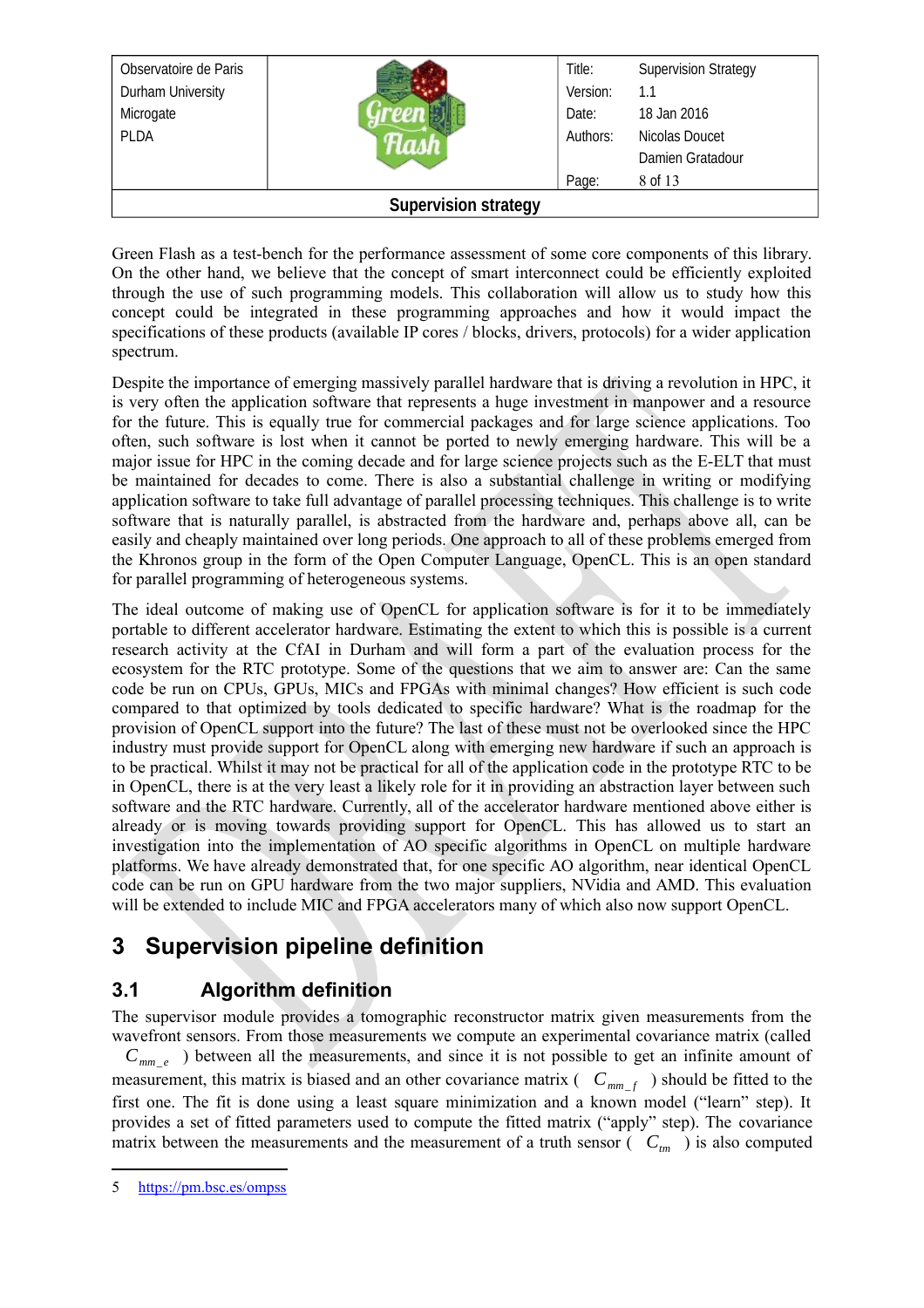Green Flash as a test-bench for the performance assessment of some core components of this library. On the other hand, we believe that the concept of smart interconnect could be efficiently exploited through the use of such programming models. This collaboration will allow us to study how this concept could be integrated in these programming approaches and how it would impact the specifications of these products (available IP cores / blocks, drivers, protocols) for a wider application spectrum.

Despite the importance of emerging massively parallel hardware that is driving a revolution in HPC, it is very often the application software that represents a huge investment in manpower and a resource for the future. This is equally true for commercial packages and for large science applications. Too often, such software is lost when it cannot be ported to newly emerging hardware. This will be a major issue for HPC in the coming decade and for large science projects such as the E-ELT that must be maintained for decades to come. There is also a substantial challenge in writing or modifying application software to take full advantage of parallel processing techniques. This challenge is to write software that is naturally parallel, is abstracted from the hardware and, perhaps above all, can be easily and cheaply maintained over long periods. One approach to all of these problems emerged from the Khronos group in the form of the Open Computer Language, OpenCL. This is an open standard for parallel programming of heterogeneous systems.

The ideal outcome of making use of OpenCL for application software is for it to be immediately portable to different accelerator hardware. Estimating the extent to which this is possible is a current research activity at the CfAI in Durham and will form a part of the evaluation process for the ecosystem for the RTC prototype. Some of the questions that we aim to answer are: Can the same code be run on CPUs, GPUs, MICs and FPGAs with minimal changes? How efficient is such code compared to that optimized by tools dedicated to specific hardware? What is the roadmap for the provision of OpenCL support into the future? The last of these must not be overlooked since the HPC industry must provide support for OpenCL along with emerging new hardware if such an approach is to be practical. Whilst it may not be practical for all of the application code in the prototype RTC to be in OpenCL, there is at the very least a likely role for it in providing an abstraction layer between such software and the RTC hardware. Currently, all of the accelerator hardware mentioned above either is already or is moving towards providing support for OpenCL. This has allowed us to start an investigation into the implementation of AO specific algorithms in OpenCL on multiple hardware platforms. We have already demonstrated that, for one specific AO algorithm, near identical OpenCL code can be run on GPU hardware from the two major suppliers, NVidia and AMD. This evaluation will be extended to include MIC and FPGA accelerators many of which also now support OpenCL.

# 3 Supervision pipeline definition

## 3.1 Algorithm definition

The supervisor module provides a tomographic reconstructor matrix given measurements from the wavefront sensors. From those measurements we compute an experimental covariance matrix (called $C_{mm\_e}$ ) between all the measurements, and since it is not possible to get an infinite amount of measurement, this matrix is biased and an other covariance matrix ( $C_{mm\_f}$ ) should be fitted to the first one. The fit is done using a least square minimization and a known model ("learn" step). It provides a set of fitted parameters used to compute the fitted matrix ("apply" step). The covariance matrix between the measurements and the measurement of a truth sensor ( $C_{tm}$ ) is also computed

---

5 https://pm.bsc.es/ompss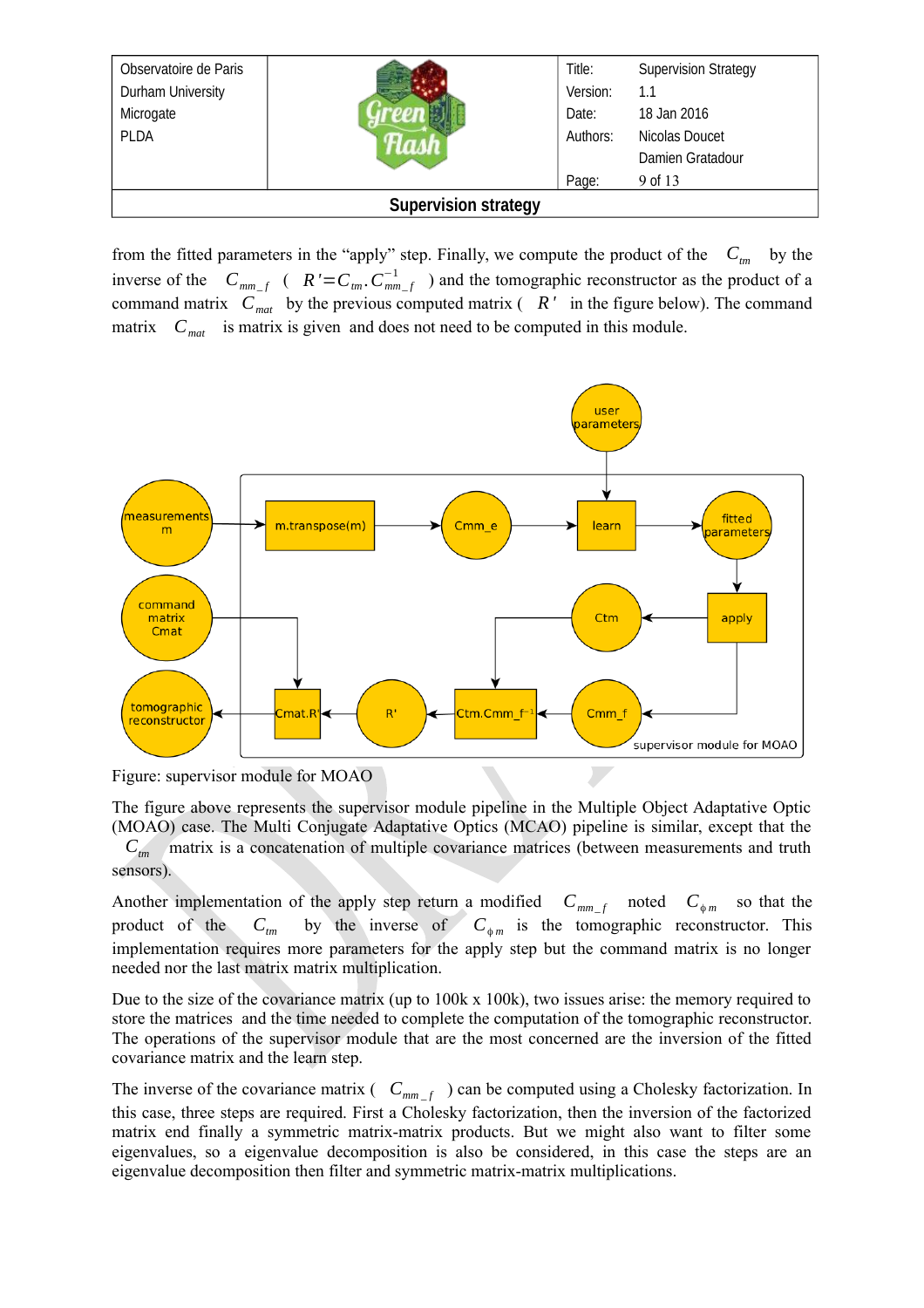from the fitted parameters in the "apply" step. Finally, we compute the product of the $C_{tm}$ by the inverse of the $C_{mm\_f}$ ( $R' = C_{tm} . C_{mm\_f}^{-1}$ ) and the tomographic reconstructor as the product of a command matrix $C_{mat}$ by the previous computed matrix ( $R'$ in the figure below). The command matrix $C_{mat}$ is matrix is given and does not need to be computed in this module.

Figure: supervisor module for MOAO

The figure above represents the supervisor module pipeline in the Multiple Object Adaptative Optic (MOAO) case. The Multi Conjugate Adaptative Optics (MCAO) pipeline is similar, except that the $C_{tm}$ matrix is a concatenation of multiple covariance matrices (between measurements and truth sensors).

Another implementation of the apply step return a modified $C_{mm\_f}$ noted $C_{\phi m}$ so that the product of the $C_{tm}$ by the inverse of $C_{\phi m}$ is the tomographic reconstructor. This implementation requires more parameters for the apply step but the command matrix is no longer needed nor the last matrix matrix multiplication.

Due to the size of the covariance matrix (up to 100k x 100k), two issues arise: the memory required to store the matrices and the time needed to complete the computation of the tomographic reconstructor. The operations of the supervisor module that are the most concerned are the inversion of the fitted covariance matrix and the learn step.

The inverse of the covariance matrix ( $C_{mm\_f}$ ) can be computed using a Cholesky factorization. In this case, three steps are required. First a Cholesky factorization, then the inversion of the factorized matrix end finally a symmetric matrix-matrix products. But we might also want to filter some eigenvalues, so a eigenvalue decomposition is also be considered, in this case the steps are an eigenvalue decomposition then filter and symmetric matrix-matrix multiplications.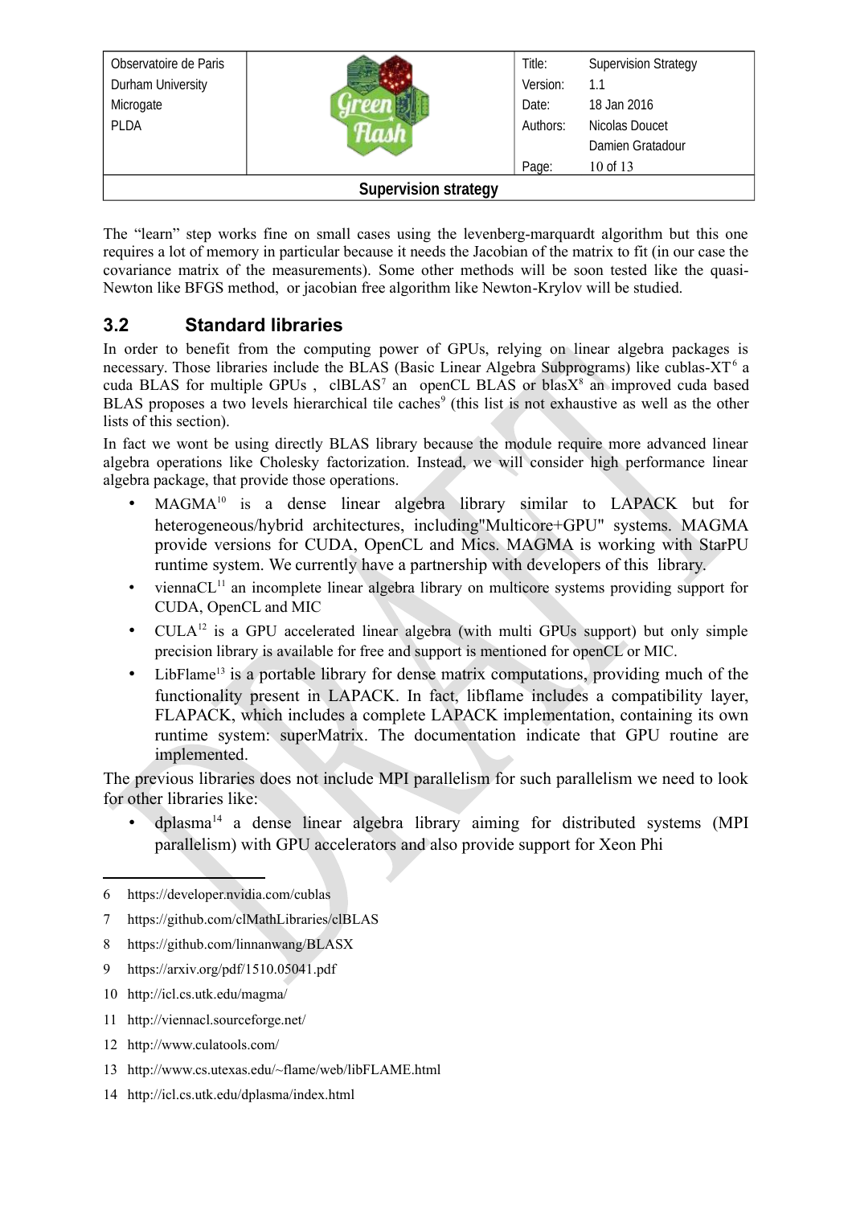The “learn” step works fine on small cases using the levenberg-marquardt algorithm but this one requires a lot of memory in particular because it needs the Jacobian of the matrix to fit (in our case the covariance matrix of the measurements). Some other methods will be soon tested like the quasi-Newton like BFGS method, or jacobian free algorithm like Newton-Krylov will be studied.

## 3.2 Standard libraries

In order to benefit from the computing power of GPUs, relying on linear algebra packages is necessary. Those libraries include the BLAS (Basic Linear Algebra Subprograms) like cublas-XT[6] a cuda BLAS for multiple GPUs , clBLAS[7] an openCL BLAS or blasX[8] an improved cuda based BLAS proposes a two levels hierarchical tile caches[9] (this list is not exhaustive as well as the other lists of this section).

In fact we wont be using directly BLAS library because the module require more advanced linear algebra operations like Cholesky factorization. Instead, we will consider high performance linear algebra package, that provide those operations.

- MAGMA[10] is a dense linear algebra library similar to LAPACK but for heterogeneous/hybrid architectures, including"Multicore+GPU" systems. MAGMA provide versions for CUDA, OpenCL and Mics. MAGMA is working with StarPU runtime system. We currently have a partnership with developers of this library.
- viennaCL[11] an incomplete linear algebra library on multicore systems providing support for CUDA, OpenCL and MIC
- CULA[12] is a GPU accelerated linear algebra (with multi GPUs support) but only simple precision library is available for free and support is mentioned for openCL or MIC.
- LibFlame[13] is a portable library for dense matrix computations, providing much of the functionality present in LAPACK. In fact, libflame includes a compatibility layer, FLAPACK, which includes a complete LAPACK implementation, containing its own runtime system: superMatrix. The documentation indicate that GPU routine are implemented.

The previous libraries does not include MPI parallelism for such parallelism we need to look for other libraries like:

- dplasma[14] a dense linear algebra library aiming for distributed systems (MPI parallelism) with GPU accelerators and also provide support for Xeon Phi

---

6 https://developer.nvidia.com/cublas

7 https://github.com/clMathLibraries/clBLAS

8 https://github.com/linnanwang/BLASX

9 https://arxiv.org/pdf/1510.05041.pdf

10 http://icl.cs.utk.edu/magma/

11 http://viennacl.sourceforge.net/

12 http://www.culatools.com/

13 http://www.cs.utexas.edu/~flame/web/libFLAME.html

14 http://icl.cs.utk.edu/dplasma/index.html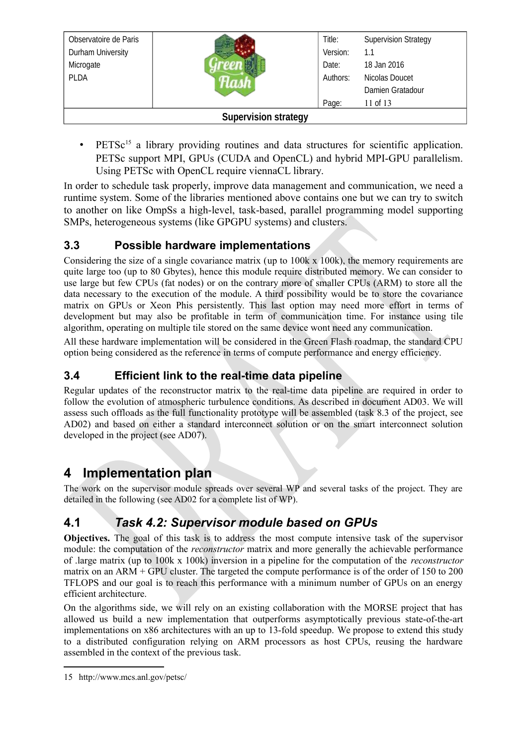- PETSc[15] a library providing routines and data structures for scientific application. PETSc support MPI, GPUs (CUDA and OpenCL) and hybrid MPI-GPU parallelism. Using PETSc with OpenCL require viennaCL library.

In order to schedule task properly, improve data management and communication, we need a runtime system. Some of the libraries mentioned above contains one but we can try to switch to another on like OmpSs a high-level, task-based, parallel programming model supporting SMPs, heterogeneous systems (like GPGPU systems) and clusters.

### 3.3 Possible hardware implementations

Considering the size of a single covariance matrix (up to 100k x 100k), the memory requirements are quite large too (up to 80 Gbytes), hence this module require distributed memory. We can consider to use large but few CPUs (fat nodes) or on the contrary more of smaller CPUs (ARM) to store all the data necessary to the execution of the module. A third possibility would be to store the covariance matrix on GPUs or Xeon Phis persistently. This last option may need more effort in terms of development but may also be profitable in term of communication time. For instance using tile algorithm, operating on multiple tile stored on the same device wont need any communication.

All these hardware implementation will be considered in the Green Flash roadmap, the standard CPU option being considered as the reference in terms of compute performance and energy efficiency.

### 3.4 Efficient link to the real-time data pipeline

Regular updates of the reconstructor matrix to the real-time data pipeline are required in order to follow the evolution of atmospheric turbulence conditions. As described in document AD03. We will assess such offloads as the full functionality prototype will be assembled (task 8.3 of the project, see AD02) and based on either a standard interconnect solution or on the smart interconnect solution developed in the project (see AD07).

## 4 Implementation plan

The work on the supervisor module spreads over several WP and several tasks of the project. They are detailed in the following (see AD02 for a complete list of WP).

### 4.1 *Task 4.2: Supervisor module based on GPUs*

**Objectives.** The goal of this task is to address the most compute intensive task of the supervisor module: the computation of the *reconstructor* matrix and more generally the achievable performance of .large matrix (up to 100k x 100k) inversion in a pipeline for the computation of the *reconstructor* matrix on an ARM + GPU cluster. The targeted the compute performance is of the order of 150 to 200 TFLOPS and our goal is to reach this performance with a minimum number of GPUs on an energy efficient architecture.

On the algorithms side, we will rely on an existing collaboration with the MORSE project that has allowed us build a new implementation that outperforms asymptotically previous state-of-the-art implementations on x86 architectures with an up to 13-fold speedup. We propose to extend this study to a distributed configuration relying on ARM processors as host CPUs, reusing the hardware assembled in the context of the previous task.

---

15 http://www.mcs.anl.gov/petsc/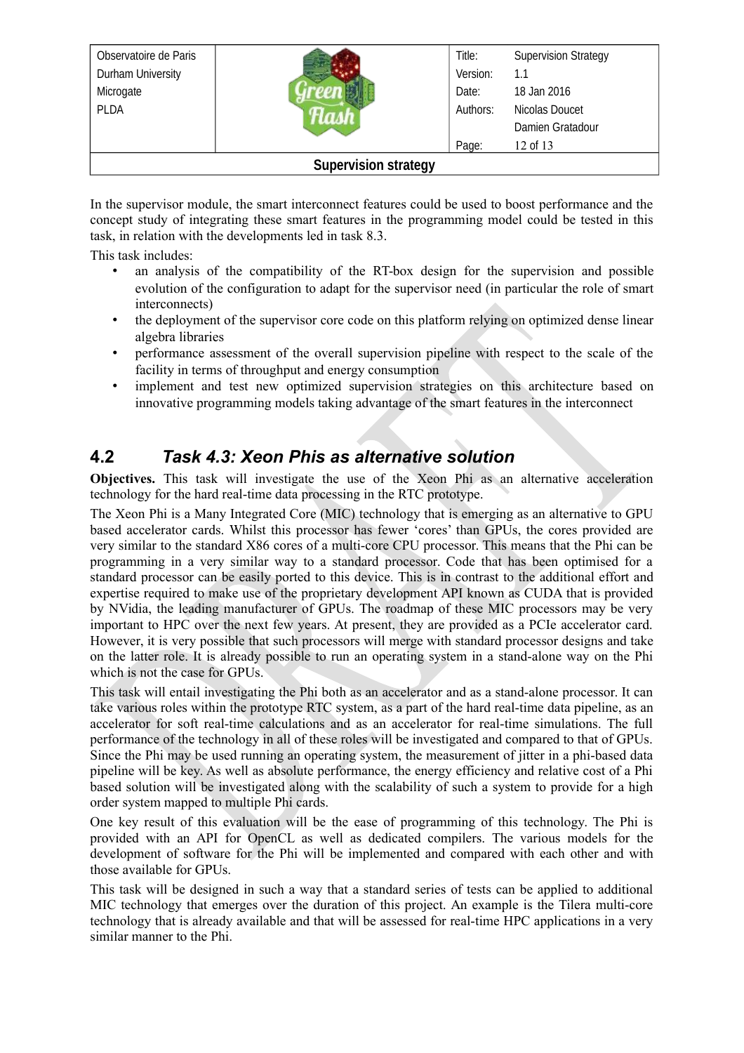In the supervisor module, the smart interconnect features could be used to boost performance and the concept study of integrating these smart features in the programming model could be tested in this task, in relation with the developments led in task 8.3.

This task includes:

- an analysis of the compatibility of the RT-box design for the supervision and possible evolution of the configuration to adapt for the supervisor need (in particular the role of smart interconnects)
- the deployment of the supervisor core code on this platform relying on optimized dense linear algebra libraries
- performance assessment of the overall supervision pipeline with respect to the scale of the facility in terms of throughput and energy consumption
- implement and test new optimized supervision strategies on this architecture based on innovative programming models taking advantage of the smart features in the interconnect

## 4.2 *Task 4.3: Xeon Phis as alternative solution*

**Objectives.** This task will investigate the use of the Xeon Phi as an alternative acceleration technology for the hard real-time data processing in the RTC prototype.

The Xeon Phi is a Many Integrated Core (MIC) technology that is emerging as an alternative to GPU based accelerator cards. Whilst this processor has fewer 'cores' than GPUs, the cores provided are very similar to the standard X86 cores of a multi-core CPU processor. This means that the Phi can be programming in a very similar way to a standard processor. Code that has been optimised for a standard processor can be easily ported to this device. This is in contrast to the additional effort and expertise required to make use of the proprietary development API known as CUDA that is provided by NVidia, the leading manufacturer of GPUs. The roadmap of these MIC processors may be very important to HPC over the next few years. At present, they are provided as a PCIe accelerator card. However, it is very possible that such processors will merge with standard processor designs and take on the latter role. It is already possible to run an operating system in a stand-alone way on the Phi which is not the case for GPUs.

This task will entail investigating the Phi both as an accelerator and as a stand-alone processor. It can take various roles within the prototype RTC system, as a part of the hard real-time data pipeline, as an accelerator for soft real-time calculations and as an accelerator for real-time simulations. The full performance of the technology in all of these roles will be investigated and compared to that of GPUs. Since the Phi may be used running an operating system, the measurement of jitter in a phi-based data pipeline will be key. As well as absolute performance, the energy efficiency and relative cost of a Phi based solution will be investigated along with the scalability of such a system to provide for a high order system mapped to multiple Phi cards.

One key result of this evaluation will be the ease of programming of this technology. The Phi is provided with an API for OpenCL as well as dedicated compilers. The various models for the development of software for the Phi will be implemented and compared with each other and with those available for GPUs.

This task will be designed in such a way that a standard series of tests can be applied to additional MIC technology that emerges over the duration of this project. An example is the Tilera multi-core technology that is already available and that will be assessed for real-time HPC applications in a very similar manner to the Phi.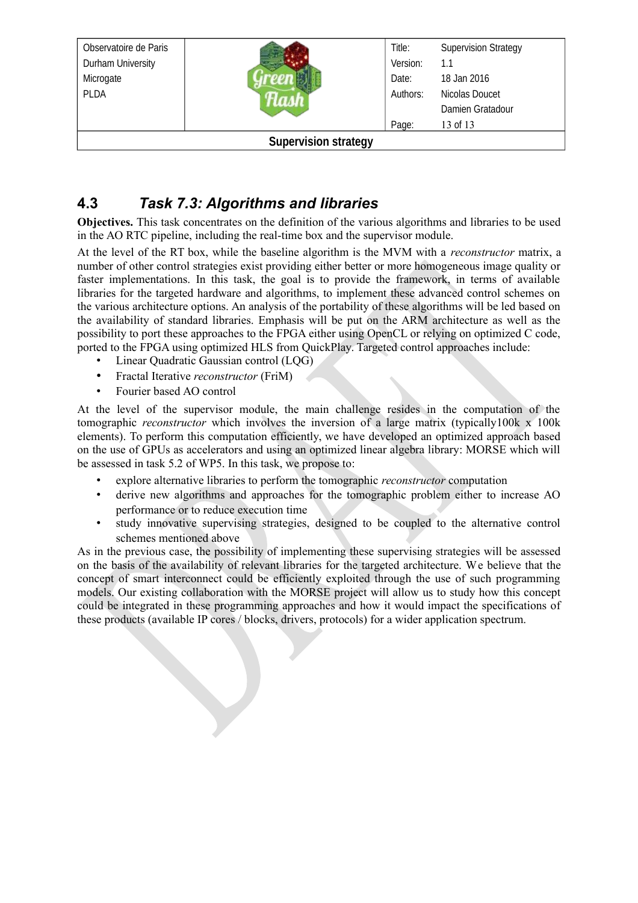## 4.3 *Task 7.3: Algorithms and libraries*

**Objectives.** This task concentrates on the definition of the various algorithms and libraries to be used in the AO RTC pipeline, including the real-time box and the supervisor module.

At the level of the RT box, while the baseline algorithm is the MVM with a *reconstructor* matrix, a number of other control strategies exist providing either better or more homogeneous image quality or faster implementations. In this task, the goal is to provide the framework, in terms of available libraries for the targeted hardware and algorithms, to implement these advanced control schemes on the various architecture options. An analysis of the portability of these algorithms will be led based on the availability of standard libraries. Emphasis will be put on the ARM architecture as well as the possibility to port these approaches to the FPGA either using OpenCL or relying on optimized C code, ported to the FPGA using optimized HLS from QuickPlay. Targeted control approaches include:

- Linear Quadratic Gaussian control (LQG)
- Fractal Iterative *reconstructor* (FriM)
- Fourier based AO control

At the level of the supervisor module, the main challenge resides in the computation of the tomographic *reconstructor* which involves the inversion of a large matrix (typically100k x 100k elements). To perform this computation efficiently, we have developed an optimized approach based on the use of GPUs as accelerators and using an optimized linear algebra library: MORSE which will be assessed in task 5.2 of WP5. In this task, we propose to:

- explore alternative libraries to perform the tomographic *reconstructor* computation
- derive new algorithms and approaches for the tomographic problem either to increase AO performance or to reduce execution time
- study innovative supervising strategies, designed to be coupled to the alternative control schemes mentioned above

As in the previous case, the possibility of implementing these supervising strategies will be assessed on the basis of the availability of relevant libraries for the targeted architecture. We believe that the concept of smart interconnect could be efficiently exploited through the use of such programming models. Our existing collaboration with the MORSE project will allow us to study how this concept could be integrated in these programming approaches and how it would impact the specifications of these products (available IP cores / blocks, drivers, protocols) for a wider application spectrum.